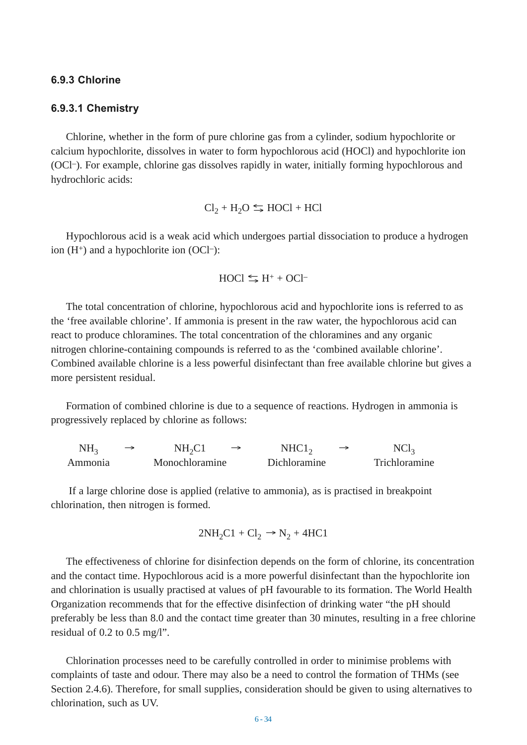### 6.9.3 Chlorine

#### 6.9.3.1 Chemistry

Chlorine, whether in the form of pure chlorine gas from a cylinder, sodium hypochlorite or calcium hypochlorite, dissolves in water to form hypochlorous acid (HOCl) and hypochlorite ion ($OCl^-$). For example, chlorine gas dissolves rapidly in water, initially forming hypochlorous and hydrochloric acids:

$$Cl_2 + H_2O \leftrightarrows HOCl + HCl$$

Hypochlorous acid is a weak acid which undergoes partial dissociation to produce a hydrogen ion ($H^+$) and a hypochlorite ion ($OCl^-$):

$$HOCl \leftrightarrows H^+ + OCl^-$$

The total concentration of chlorine, hypochlorous acid and hypochlorite ions is referred to as the 'free available chlorine'. If ammonia is present in the raw water, the hypochlorous acid can react to produce chloramines. The total concentration of the chloramines and any organic nitrogen chlorine-containing compounds is referred to as the 'combined available chlorine'. Combined available chlorine is a less powerful disinfectant than free available chlorine but gives a more persistent residual.

Formation of combined chlorine is due to a sequence of reactions. Hydrogen in ammonia is progressively replaced by chlorine as follows:

| $NH_3$ | → | $NH_2Cl$ | → | $NHCl_2$ | → | $NCl_3$ |
|---|---|---|---|---|---|---|
| Ammonia | | Monochloramine | | Dichloramine | | Trichloramine |

If a large chlorine dose is applied (relative to ammonia), as is practised in breakpoint chlorination, then nitrogen is formed.

$$2NH_2Cl + Cl_2 \rightarrow N_2 + 4HCl$$

The effectiveness of chlorine for disinfection depends on the form of chlorine, its concentration and the contact time. Hypochlorous acid is a more powerful disinfectant than the hypochlorite ion and chlorination is usually practised at values of pH favourable to its formation. The World Health Organization recommends that for the effective disinfection of drinking water "the pH should preferably be less than 8.0 and the contact time greater than 30 minutes, resulting in a free chlorine residual of 0.2 to 0.5 mg/l".

Chlorination processes need to be carefully controlled in order to minimise problems with complaints of taste and odour. There may also be a need to control the formation of THMs (see Section 2.4.6). Therefore, for small supplies, consideration should be given to using alternatives to chlorination, such as UV.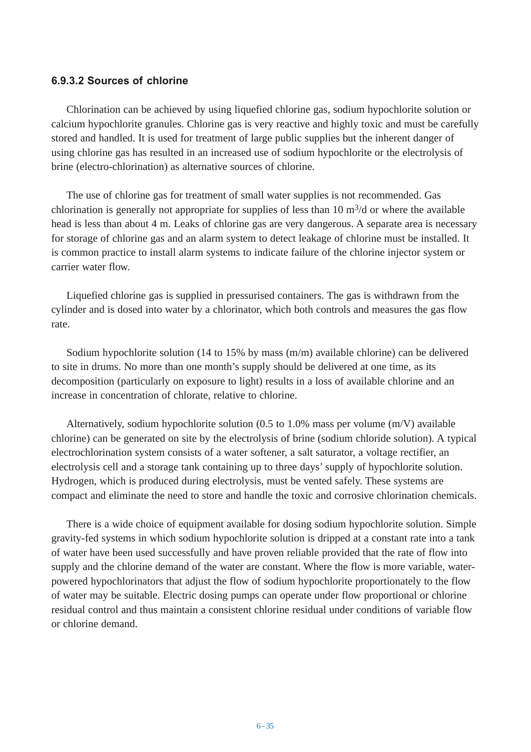### 6.9.3.2 Sources of chlorine

Chlorination can be achieved by using liquefied chlorine gas, sodium hypochlorite solution or calcium hypochlorite granules. Chlorine gas is very reactive and highly toxic and must be carefully stored and handled. It is used for treatment of large public supplies but the inherent danger of using chlorine gas has resulted in an increased use of sodium hypochlorite or the electrolysis of brine (electro-chlorination) as alternative sources of chlorine.

The use of chlorine gas for treatment of small water supplies is not recommended. Gas chlorination is generally not appropriate for supplies of less than 10 $m^3$/d or where the available head is less than about 4 m. Leaks of chlorine gas are very dangerous. A separate area is necessary for storage of chlorine gas and an alarm system to detect leakage of chlorine must be installed. It is common practice to install alarm systems to indicate failure of the chlorine injector system or carrier water flow.

Liquefied chlorine gas is supplied in pressurised containers. The gas is withdrawn from the cylinder and is dosed into water by a chlorinator, which both controls and measures the gas flow rate.

Sodium hypochlorite solution (14 to 15% by mass (m/m) available chlorine) can be delivered to site in drums. No more than one month's supply should be delivered at one time, as its decomposition (particularly on exposure to light) results in a loss of available chlorine and an increase in concentration of chlorate, relative to chlorine.

Alternatively, sodium hypochlorite solution (0.5 to 1.0% mass per volume (m/V) available chlorine) can be generated on site by the electrolysis of brine (sodium chloride solution). A typical electrochlorination system consists of a water softener, a salt saturator, a voltage rectifier, an electrolysis cell and a storage tank containing up to three days' supply of hypochlorite solution. Hydrogen, which is produced during electrolysis, must be vented safely. These systems are compact and eliminate the need to store and handle the toxic and corrosive chlorination chemicals.

There is a wide choice of equipment available for dosing sodium hypochlorite solution. Simple gravity-fed systems in which sodium hypochlorite solution is dripped at a constant rate into a tank of water have been used successfully and have proven reliable provided that the rate of flow into supply and the chlorine demand of the water are constant. Where the flow is more variable, water-powered hypochlorinators that adjust the flow of sodium hypochlorite proportionately to the flow of water may be suitable. Electric dosing pumps can operate under flow proportional or chlorine residual control and thus maintain a consistent chlorine residual under conditions of variable flow or chlorine demand.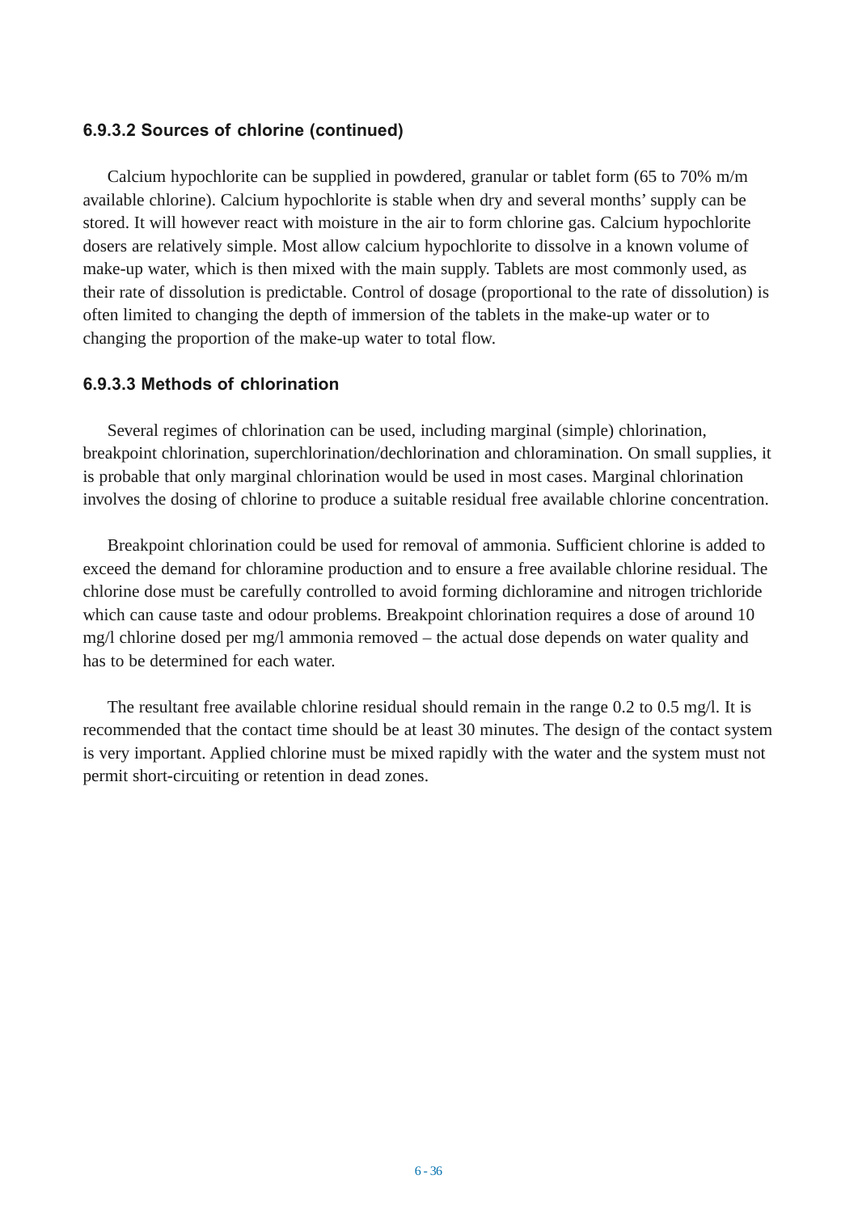### 6.9.3.2 Sources of chlorine (continued)

Calcium hypochlorite can be supplied in powdered, granular or tablet form (65 to 70% m/m available chlorine). Calcium hypochlorite is stable when dry and several months' supply can be stored. It will however react with moisture in the air to form chlorine gas. Calcium hypochlorite dosers are relatively simple. Most allow calcium hypochlorite to dissolve in a known volume of make-up water, which is then mixed with the main supply. Tablets are most commonly used, as their rate of dissolution is predictable. Control of dosage (proportional to the rate of dissolution) is often limited to changing the depth of immersion of the tablets in the make-up water or to changing the proportion of the make-up water to total flow.

### 6.9.3.3 Methods of chlorination

Several regimes of chlorination can be used, including marginal (simple) chlorination, breakpoint chlorination, superchlorination/dechlorination and chloramination. On small supplies, it is probable that only marginal chlorination would be used in most cases. Marginal chlorination involves the dosing of chlorine to produce a suitable residual free available chlorine concentration.

Breakpoint chlorination could be used for removal of ammonia. Sufficient chlorine is added to exceed the demand for chloramine production and to ensure a free available chlorine residual. The chlorine dose must be carefully controlled to avoid forming dichloramine and nitrogen trichloride which can cause taste and odour problems. Breakpoint chlorination requires a dose of around 10 mg/l chlorine dosed per mg/l ammonia removed – the actual dose depends on water quality and has to be determined for each water.

The resultant free available chlorine residual should remain in the range 0.2 to 0.5 mg/l. It is recommended that the contact time should be at least 30 minutes. The design of the contact system is very important. Applied chlorine must be mixed rapidly with the water and the system must not permit short-circuiting or retention in dead zones.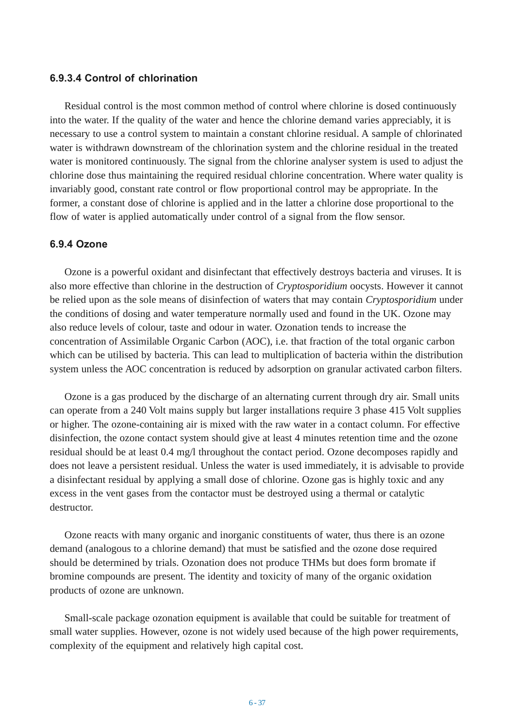#### 6.9.3.4 Control of chlorination

Residual control is the most common method of control where chlorine is dosed continuously into the water. If the quality of the water and hence the chlorine demand varies appreciably, it is necessary to use a control system to maintain a constant chlorine residual. A sample of chlorinated water is withdrawn downstream of the chlorination system and the chlorine residual in the treated water is monitored continuously. The signal from the chlorine analyser system is used to adjust the chlorine dose thus maintaining the required residual chlorine concentration. Where water quality is invariably good, constant rate control or flow proportional control may be appropriate. In the former, a constant dose of chlorine is applied and in the latter a chlorine dose proportional to the flow of water is applied automatically under control of a signal from the flow sensor.

### 6.9.4 Ozone

Ozone is a powerful oxidant and disinfectant that effectively destroys bacteria and viruses. It is also more effective than chlorine in the destruction of *Cryptosporidium* oocysts. However it cannot be relied upon as the sole means of disinfection of waters that may contain *Cryptosporidium* under the conditions of dosing and water temperature normally used and found in the UK. Ozone may also reduce levels of colour, taste and odour in water. Ozonation tends to increase the concentration of Assimilable Organic Carbon (AOC), i.e. that fraction of the total organic carbon which can be utilised by bacteria. This can lead to multiplication of bacteria within the distribution system unless the AOC concentration is reduced by adsorption on granular activated carbon filters.

Ozone is a gas produced by the discharge of an alternating current through dry air. Small units can operate from a 240 Volt mains supply but larger installations require 3 phase 415 Volt supplies or higher. The ozone-containing air is mixed with the raw water in a contact column. For effective disinfection, the ozone contact system should give at least 4 minutes retention time and the ozone residual should be at least 0.4 mg/l throughout the contact period. Ozone decomposes rapidly and does not leave a persistent residual. Unless the water is used immediately, it is advisable to provide a disinfectant residual by applying a small dose of chlorine. Ozone gas is highly toxic and any excess in the vent gases from the contactor must be destroyed using a thermal or catalytic destructor.

Ozone reacts with many organic and inorganic constituents of water, thus there is an ozone demand (analogous to a chlorine demand) that must be satisfied and the ozone dose required should be determined by trials. Ozonation does not produce THMs but does form bromate if bromine compounds are present. The identity and toxicity of many of the organic oxidation products of ozone are unknown.

Small-scale package ozonation equipment is available that could be suitable for treatment of small water supplies. However, ozone is not widely used because of the high power requirements, complexity of the equipment and relatively high capital cost.